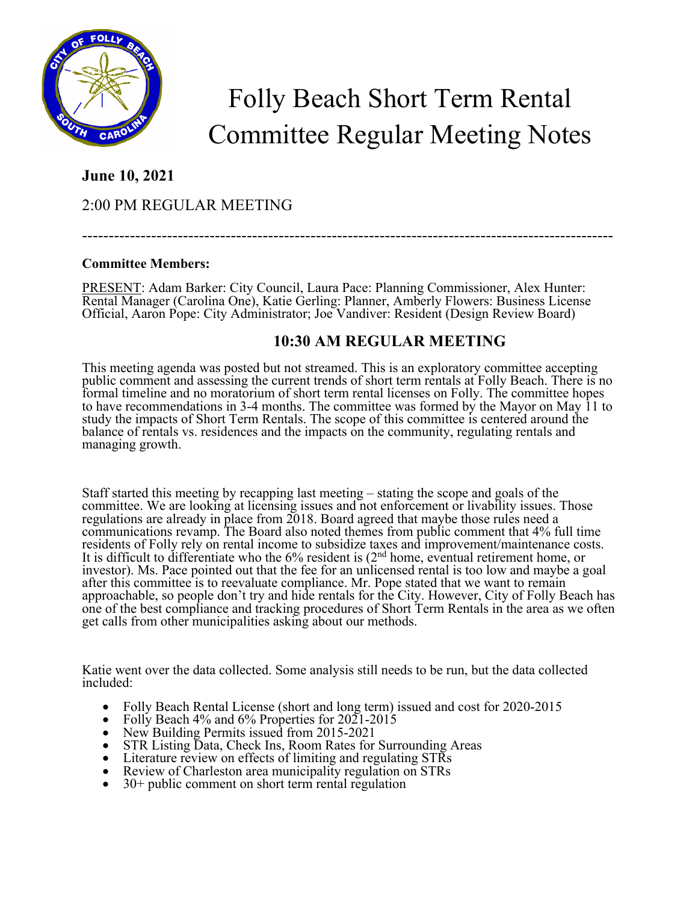# Folly Beach Short Term Rental Committee Regular Meeting Notes

**June 10, 2021**

2:00 PM REGULAR MEETING

---

**Committee Members:**

PRESENT: Adam Barker: City Council, Laura Pace: Planning Commissioner, Alex Hunter: Rental Manager (Carolina One), Katie Gerling: Planner, Amberly Flowers: Business License Official, Aaron Pope: City Administrator; Joe Vandiver: Resident (Design Review Board)

## 10:30 AM REGULAR MEETING

This meeting agenda was posted but not streamed. This is an exploratory committee accepting public comment and assessing the current trends of short term rentals at Folly Beach. There is no formal timeline and no moratorium of short term rental licenses on Folly. The committee hopes to have recommendations in 3-4 months. The committee was formed by the Mayor on May 11 to study the impacts of Short Term Rentals. The scope of this committee is centered around the balance of rentals vs. residences and the impacts on the community, regulating rentals and managing growth.

Staff started this meeting by recapping last meeting – stating the scope and goals of the committee. We are looking at licensing issues and not enforcement or livability issues. Those regulations are already in place from 2018. Board agreed that maybe those rules need a communications revamp. The Board also noted themes from public comment that 4% full time residents of Folly rely on rental income to subsidize taxes and improvement/maintenance costs. It is difficult to differentiate who the 6% resident is (2nd home, eventual retirement home, or investor). Ms. Pace pointed out that the fee for an unlicensed rental is too low and maybe a goal after this committee is to reevaluate compliance. Mr. Pope stated that we want to remain approachable, so people don't try and hide rentals for the City. However, City of Folly Beach has one of the best compliance and tracking procedures of Short Term Rentals in the area as we often get calls from other municipalities asking about our methods.

Katie went over the data collected. Some analysis still needs to be run, but the data collected included:

- Folly Beach Rental License (short and long term) issued and cost for 2020-2015
- Folly Beach 4% and 6% Properties for 2021-2015
- New Building Permits issued from 2015-2021
- STR Listing Data, Check Ins, Room Rates for Surrounding Areas
- Literature review on effects of limiting and regulating STRs
- Review of Charleston area municipality regulation on STRs
- 30+ public comment on short term rental regulation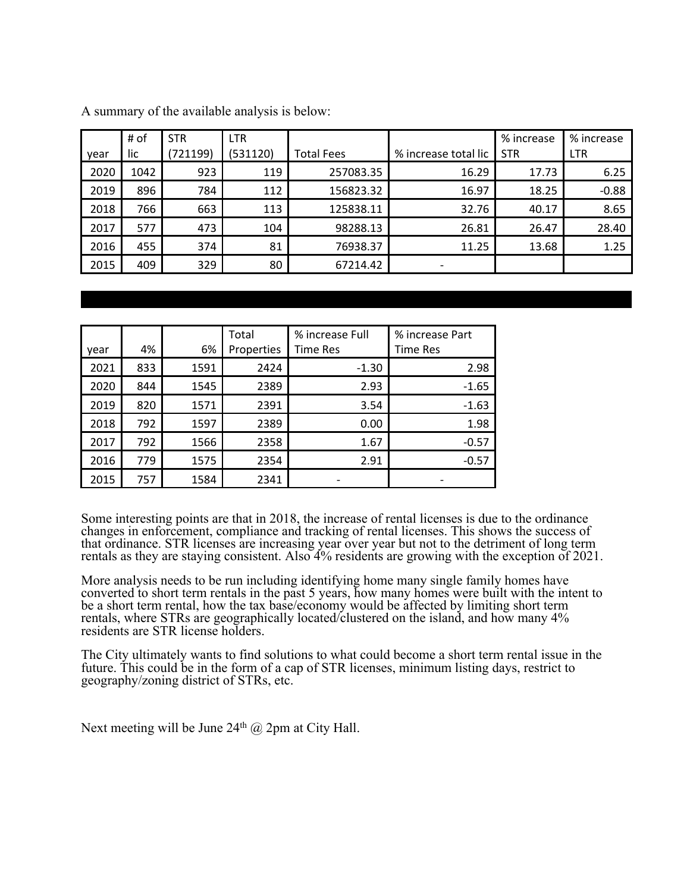A summary of the available analysis is below:

| year | # of lic | STR (721199) | LTR (531120) | Total Fees | % increase total lic | % increase STR | % increase LTR |
|---|---|---|---|---|---|---|---|
| 2020 | 1042 | 923 | 119 | 257083.35 | 16.29 | 17.73 | 6.25 |
| 2019 | 896 | 784 | 112 | 156823.32 | 16.97 | 18.25 | -0.88 |
| 2018 | 766 | 663 | 113 | 125838.11 | 32.76 | 40.17 | 8.65 |
| 2017 | 577 | 473 | 104 | 98288.13 | 26.81 | 26.47 | 28.40 |
| 2016 | 455 | 374 | 81 | 76938.37 | 11.25 | 13.68 | 1.25 |
| 2015 | 409 | 329 | 80 | 67214.42 | - | | |

| year | 4% | 6% | Total Properties | % increase Full Time Res | % increase Part Time Res |
|---|---|---|---|---|---|
| 2021 | 833 | 1591 | 2424 | -1.30 | 2.98 |
| 2020 | 844 | 1545 | 2389 | 2.93 | -1.65 |
| 2019 | 820 | 1571 | 2391 | 3.54 | -1.63 |
| 2018 | 792 | 1597 | 2389 | 0.00 | 1.98 |
| 2017 | 792 | 1566 | 2358 | 1.67 | -0.57 |
| 2016 | 779 | 1575 | 2354 | 2.91 | -0.57 |
| 2015 | 757 | 1584 | 2341 | - | - |

Some interesting points are that in 2018, the increase of rental licenses is due to the ordinance changes in enforcement, compliance and tracking of rental licenses. This shows the success of that ordinance. STR licenses are increasing year over year but not to the detriment of long term rentals as they are staying consistent. Also 4% residents are growing with the exception of 2021.

More analysis needs to be run including identifying home many single family homes have converted to short term rentals in the past 5 years, how many homes were built with the intent to be a short term rental, how the tax base/economy would be affected by limiting short term rentals, where STRs are geographically located/clustered on the island, and how many 4% residents are STR license holders.

The City ultimately wants to find solutions to what could become a short term rental issue in the future. This could be in the form of a cap of STR licenses, minimum listing days, restrict to geography/zoning district of STRs, etc.

Next meeting will be June 24th @ 2pm at City Hall.